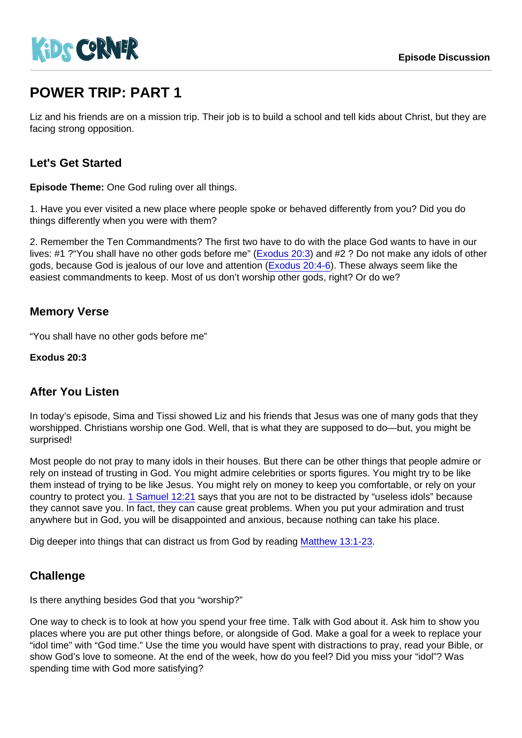KiDS CORNER

Episode Discussion

# POWER TRIP: PART 1

Liz and his friends are on a mission trip. Their job is to build a school and tell kids about Christ, but they are facing strong opposition.

## Let's Get Started

**Episode Theme:** One God ruling over all things.

1. Have you ever visited a new place where people spoke or behaved differently from you? Did you do things differently when you were with them?

2. Remember the Ten Commandments? The first two have to do with the place God wants to have in our lives: #1 ?"You shall have no other gods before me" (Exodus 20:3) and #2 ? Do not make any idols of other gods, because God is jealous of our love and attention (Exodus 20:4-6). These always seem like the easiest commandments to keep. Most of us don't worship other gods, right? Or do we?

## Memory Verse

"You shall have no other gods before me"

**Exodus 20:3**

## After You Listen

In today's episode, Sima and Tissi showed Liz and his friends that Jesus was one of many gods that they worshipped. Christians worship one God. Well, that is what they are supposed to do—but, you might be surprised!

Most people do not pray to many idols in their houses. But there can be other things that people admire or rely on instead of trusting in God. You might admire celebrities or sports figures. You might try to be like them instead of trying to be like Jesus. You might rely on money to keep you comfortable, or rely on your country to protect you. 1 Samuel 12:21 says that you are not to be distracted by "useless idols" because they cannot save you. In fact, they can cause great problems. When you put your admiration and trust anywhere but in God, you will be disappointed and anxious, because nothing can take his place.

Dig deeper into things that can distract us from God by reading Matthew 13:1-23.

## Challenge

Is there anything besides God that you "worship?"

One way to check is to look at how you spend your free time. Talk with God about it. Ask him to show you places where you are put other things before, or alongside of God. Make a goal for a week to replace your "idol time" with "God time." Use the time you would have spent with distractions to pray, read your Bible, or show God's love to someone. At the end of the week, how do you feel? Did you miss your "idol"? Was spending time with God more satisfying?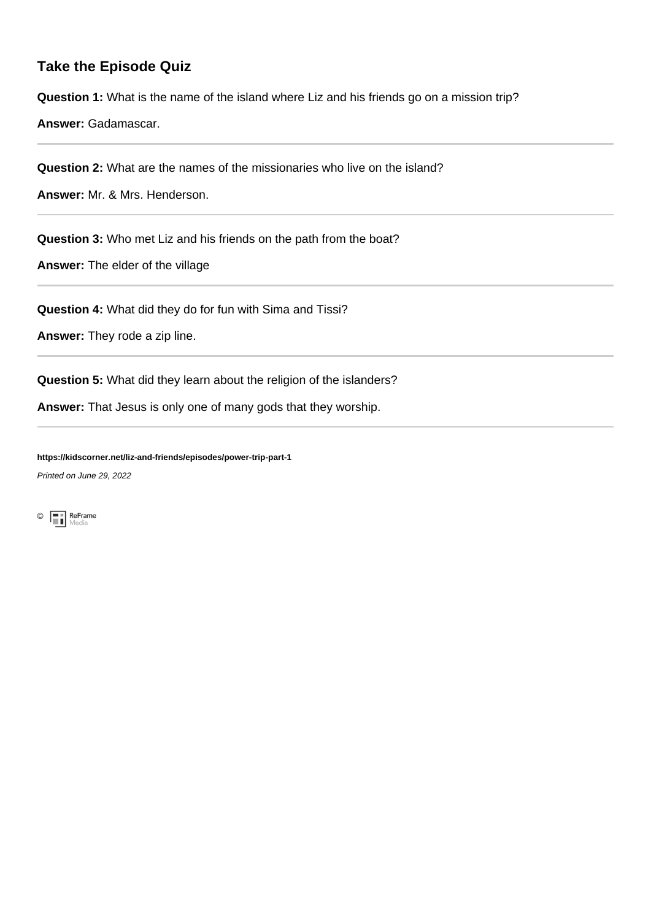## Take the Episode Quiz

**Question 1:** What is the name of the island where Liz and his friends go on a mission trip?

**Answer:** Gadamascar.

---

**Question 2:** What are the names of the missionaries who live on the island?

**Answer:** Mr. & Mrs. Henderson.

---

**Question 3:** Who met Liz and his friends on the path from the boat?

**Answer:** The elder of the village

---

**Question 4:** What did they do for fun with Sima and Tissi?

**Answer:** They rode a zip line.

---

**Question 5:** What did they learn about the religion of the islanders?

**Answer:** That Jesus is only one of many gods that they worship.

---

**https://kidscorner.net/liz-and-friends/episodes/power-trip-part-1**

*Printed on June 29, 2022*

© ReFrame Media